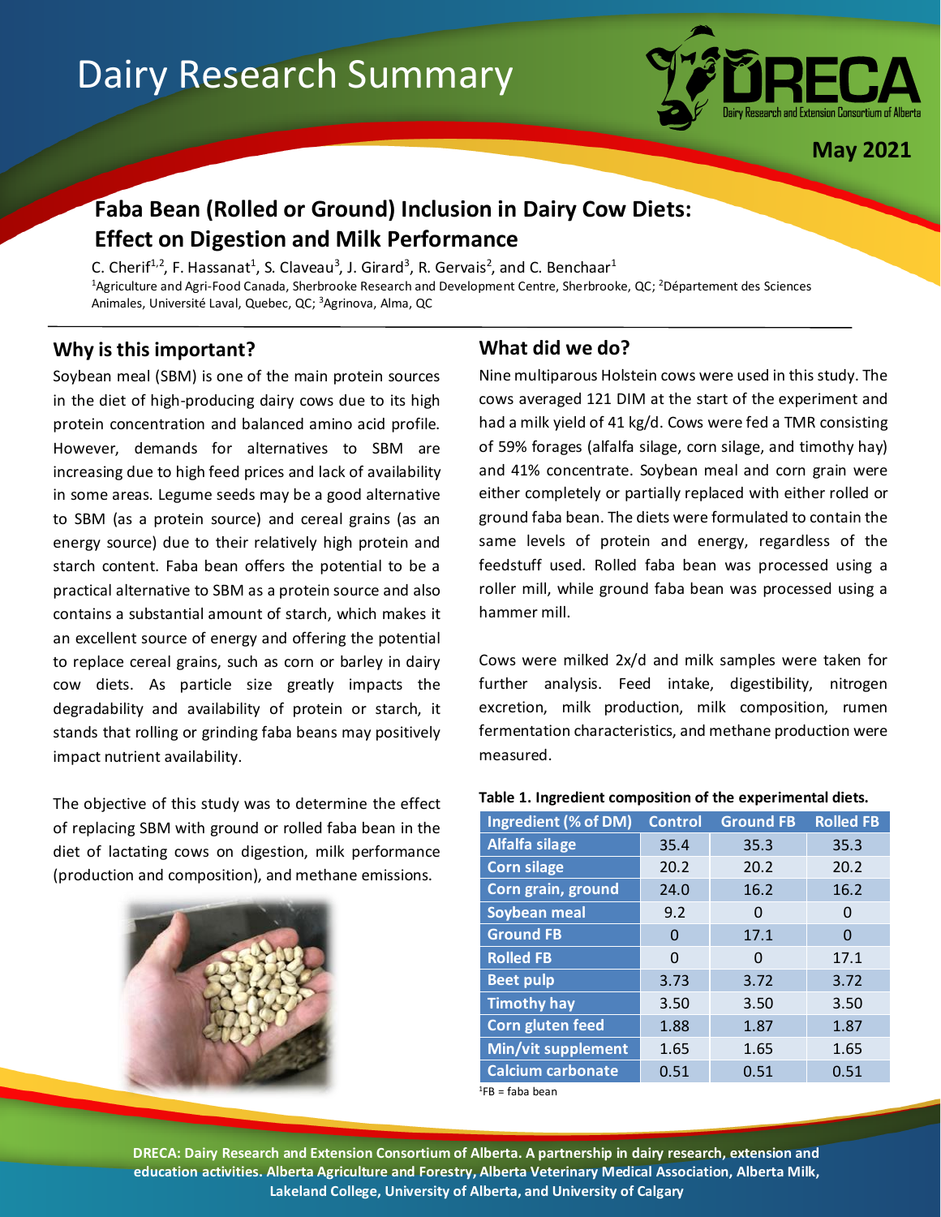# Dairy Research Summary

**May 2021**

## Faba Bean (Rolled or Ground) Inclusion in Dairy Cow Diets: Effect on Digestion and Milk Performance

C. Cherif[1,2], F. Hassanat[1], S. Claveau[3], J. Girard[3], R. Gervais[2], and C. Benchaar[1]

[1]Agriculture and Agri-Food Canada, Sherbrooke Research and Development Centre, Sherbrooke, QC; [2]Département des Sciences Animales, Université Laval, Quebec, QC; [3]Agrinova, Alma, QC

### Why is this important?

Soybean meal (SBM) is one of the main protein sources in the diet of high-producing dairy cows due to its high protein concentration and balanced amino acid profile. However, demands for alternatives to SBM are increasing due to high feed prices and lack of availability in some areas. Legume seeds may be a good alternative to SBM (as a protein source) and cereal grains (as an energy source) due to their relatively high protein and starch content. Faba bean offers the potential to be a practical alternative to SBM as a protein source and also contains a substantial amount of starch, which makes it an excellent source of energy and offering the potential to replace cereal grains, such as corn or barley in dairy cow diets. As particle size greatly impacts the degradability and availability of protein or starch, it stands that rolling or grinding faba beans may positively impact nutrient availability.

The objective of this study was to determine the effect of replacing SBM with ground or rolled faba bean in the diet of lactating cows on digestion, milk performance (production and composition), and methane emissions.

### What did we do?

Nine multiparous Holstein cows were used in this study. The cows averaged 121 DIM at the start of the experiment and had a milk yield of 41 kg/d. Cows were fed a TMR consisting of 59% forages (alfalfa silage, corn silage, and timothy hay) and 41% concentrate. Soybean meal and corn grain were either completely or partially replaced with either rolled or ground faba bean. The diets were formulated to contain the same levels of protein and energy, regardless of the feedstuff used. Rolled faba bean was processed using a roller mill, while ground faba bean was processed using a hammer mill.

Cows were milked 2x/d and milk samples were taken for further analysis. Feed intake, digestibility, nitrogen excretion, milk production, milk composition, rumen fermentation characteristics, and methane production were measured.

**Table 1. Ingredient composition of the experimental diets.**

| Ingredient (% of DM) | Control | Ground FB | Rolled FB |
|---|---|---|---|
| Alfalfa silage | 35.4 | 35.3 | 35.3 |
| Corn silage | 20.2 | 20.2 | 20.2 |
| Corn grain, ground | 24.0 | 16.2 | 16.2 |
| Soybean meal | 9.2 | 0 | 0 |
| Ground FB | 0 | 17.1 | 0 |
| Rolled FB | 0 | 0 | 17.1 |
| Beet pulp | 3.73 | 3.72 | 3.72 |
| Timothy hay | 3.50 | 3.50 | 3.50 |
| Corn gluten feed | 1.88 | 1.87 | 1.87 |
| Min/vit supplement | 1.65 | 1.65 | 1.65 |
| Calcium carbonate | 0.51 | 0.51 | 0.51 |

[1]FB = faba bean

**DRECA: Dairy Research and Extension Consortium of Alberta. A partnership in dairy research, extension and education activities. Alberta Agriculture and Forestry, Alberta Veterinary Medical Association, Alberta Milk, Lakeland College, University of Alberta, and University of Calgary**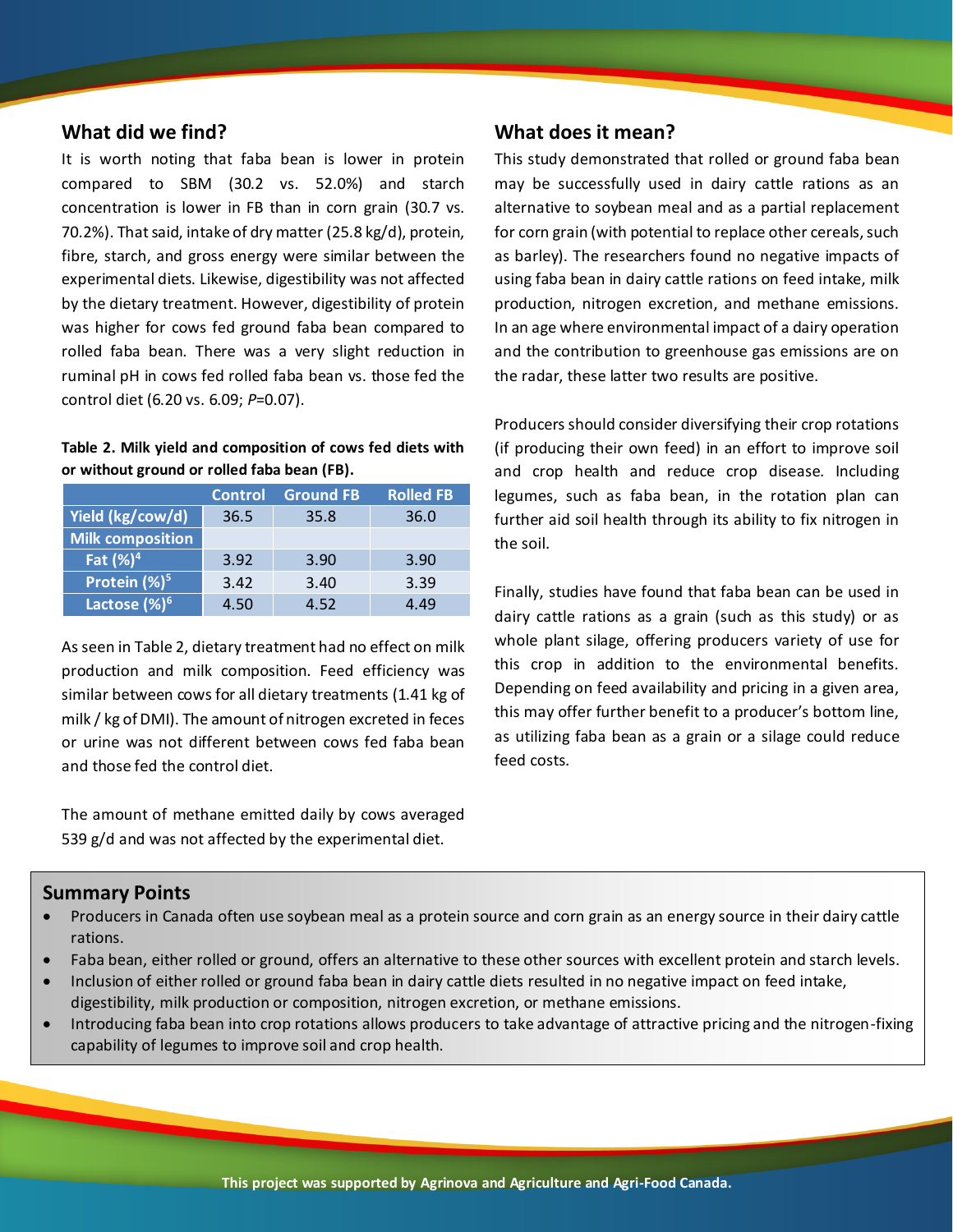## What did we find?

It is worth noting that faba bean is lower in protein compared to SBM (30.2 vs. 52.0%) and starch concentration is lower in FB than in corn grain (30.7 vs. 70.2%). That said, intake of dry matter (25.8 kg/d), protein, fibre, starch, and gross energy were similar between the experimental diets. Likewise, digestibility was not affected by the dietary treatment. However, digestibility of protein was higher for cows fed ground faba bean compared to rolled faba bean. There was a very slight reduction in ruminal pH in cows fed rolled faba bean vs. those fed the control diet (6.20 vs. 6.09; *P*=0.07).

**Table 2. Milk yield and composition of cows fed diets with or without ground or rolled faba bean (FB).**

| | Control | Ground FB | Rolled FB |
|---|---|---|---|
| Yield (kg/cow/d) | 36.5 | 35.8 | 36.0 |
| Milk composition | | | |
| Fat (%)[4] | 3.92 | 3.90 | 3.90 |
| Protein (%)[5] | 3.42 | 3.40 | 3.39 |
| Lactose (%)[6] | 4.50 | 4.52 | 4.49 |

As seen in Table 2, dietary treatment had no effect on milk production and milk composition. Feed efficiency was similar between cows for all dietary treatments (1.41 kg of milk / kg of DMI). The amount of nitrogen excreted in feces or urine was not different between cows fed faba bean and those fed the control diet.

The amount of methane emitted daily by cows averaged 539 g/d and was not affected by the experimental diet.

## What does it mean?

This study demonstrated that rolled or ground faba bean may be successfully used in dairy cattle rations as an alternative to soybean meal and as a partial replacement for corn grain (with potential to replace other cereals, such as barley). The researchers found no negative impacts of using faba bean in dairy cattle rations on feed intake, milk production, nitrogen excretion, and methane emissions. In an age where environmental impact of a dairy operation and the contribution to greenhouse gas emissions are on the radar, these latter two results are positive.

Producers should consider diversifying their crop rotations (if producing their own feed) in an effort to improve soil and crop health and reduce crop disease. Including legumes, such as faba bean, in the rotation plan can further aid soil health through its ability to fix nitrogen in the soil.

Finally, studies have found that faba bean can be used in dairy cattle rations as a grain (such as this study) or as whole plant silage, offering producers variety of use for this crop in addition to the environmental benefits. Depending on feed availability and pricing in a given area, this may offer further benefit to a producer's bottom line, as utilizing faba bean as a grain or a silage could reduce feed costs.

## Summary Points

- Producers in Canada often use soybean meal as a protein source and corn grain as an energy source in their dairy cattle rations.
- Faba bean, either rolled or ground, offers an alternative to these other sources with excellent protein and starch levels.
- Inclusion of either rolled or ground faba bean in dairy cattle diets resulted in no negative impact on feed intake, digestibility, milk production or composition, nitrogen excretion, or methane emissions.
- Introducing faba bean into crop rotations allows producers to take advantage of attractive pricing and the nitrogen-fixing capability of legumes to improve soil and crop health.

**This project was supported by Agrinova and Agriculture and Agri-Food Canada.**